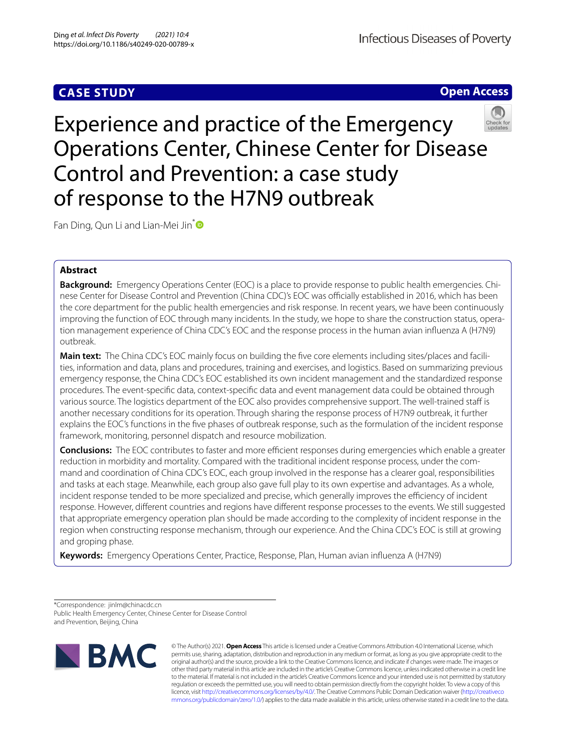CASE STUDY

Open Access

# Experience and practice of the Emergency Operations Center, Chinese Center for Disease Control and Prevention: a case study of response to the H7N9 outbreak

Fan Ding, Qun Li and Lian-Mei Jin*

## Abstract

**Background:** Emergency Operations Center (EOC) is a place to provide response to public health emergencies. Chinese Center for Disease Control and Prevention (China CDC)'s EOC was officially established in 2016, which has been the core department for the public health emergencies and risk response. In recent years, we have been continuously improving the function of EOC through many incidents. In the study, we hope to share the construction status, operation management experience of China CDC's EOC and the response process in the human avian influenza A (H7N9) outbreak.

**Main text:** The China CDC's EOC mainly focus on building the five core elements including sites/places and facilities, information and data, plans and procedures, training and exercises, and logistics. Based on summarizing previous emergency response, the China CDC's EOC established its own incident management and the standardized response procedures. The event-specific data, context-specific data and event management data could be obtained through various source. The logistics department of the EOC also provides comprehensive support. The well-trained staff is another necessary conditions for its operation. Through sharing the response process of H7N9 outbreak, it further explains the EOC's functions in the five phases of outbreak response, such as the formulation of the incident response framework, monitoring, personnel dispatch and resource mobilization.

**Conclusions:** The EOC contributes to faster and more efficient responses during emergencies which enable a greater reduction in morbidity and mortality. Compared with the traditional incident response process, under the command and coordination of China CDC's EOC, each group involved in the response has a clearer goal, responsibilities and tasks at each stage. Meanwhile, each group also gave full play to its own expertise and advantages. As a whole, incident response tended to be more specialized and precise, which generally improves the efficiency of incident response. However, different countries and regions have different response processes to the events. We still suggested that appropriate emergency operation plan should be made according to the complexity of incident response in the region when constructing response mechanism, through our experience. And the China CDC's EOC is still at growing and groping phase.

**Keywords:** Emergency Operations Center, Practice, Response, Plan, Human avian influenza A (H7N9)

*Correspondence: jinlm@chinacdc.cn
Public Health Emergency Center, Chinese Center for Disease Control and Prevention, Beijing, China

© The Author(s) 2021. **Open Access** This article is licensed under a Creative Commons Attribution 4.0 International License, which permits use, sharing, adaptation, distribution and reproduction in any medium or format, as long as you give appropriate credit to the original author(s) and the source, provide a link to the Creative Commons licence, and indicate if changes were made. The images or other third party material in this article are included in the article's Creative Commons licence, unless indicated otherwise in a credit line to the material. If material is not included in the article's Creative Commons licence and your intended use is not permitted by statutory regulation or exceeds the permitted use, you will need to obtain permission directly from the copyright holder. To view a copy of this licence, visit http://creativecommons.org/licenses/by/4.0/. The Creative Commons Public Domain Dedication waiver (http://creativecommons.org/publicdomain/zero/1.0/) applies to the data made available in this article, unless otherwise stated in a credit line to the data.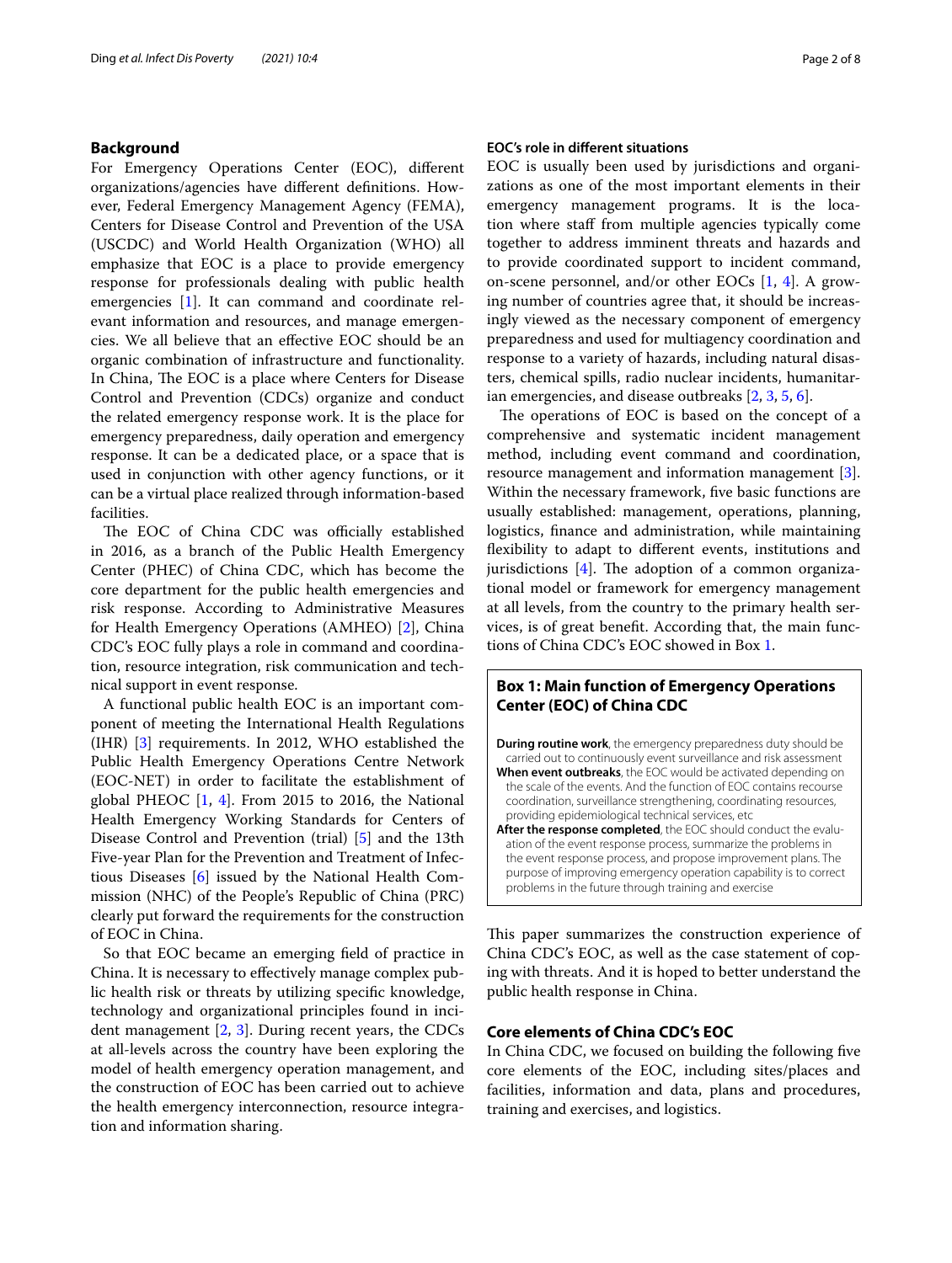## Background

For Emergency Operations Center (EOC), different organizations/agencies have different definitions. However, Federal Emergency Management Agency (FEMA), Centers for Disease Control and Prevention of the USA (USCDC) and World Health Organization (WHO) all emphasize that EOC is a place to provide emergency response for professionals dealing with public health emergencies [1]. It can command and coordinate relevant information and resources, and manage emergencies. We all believe that an effective EOC should be an organic combination of infrastructure and functionality. In China, The EOC is a place where Centers for Disease Control and Prevention (CDCs) organize and conduct the related emergency response work. It is the place for emergency preparedness, daily operation and emergency response. It can be a dedicated place, or a space that is used in conjunction with other agency functions, or it can be a virtual place realized through information-based facilities.

The EOC of China CDC was officially established in 2016, as a branch of the Public Health Emergency Center (PHEC) of China CDC, which has become the core department for the public health emergencies and risk response. According to Administrative Measures for Health Emergency Operations (AMHEO) [2], China CDC's EOC fully plays a role in command and coordination, resource integration, risk communication and technical support in event response.

A functional public health EOC is an important component of meeting the International Health Regulations (IHR) [3] requirements. In 2012, WHO established the Public Health Emergency Operations Centre Network (EOC-NET) in order to facilitate the establishment of global PHEOC [1, 4]. From 2015 to 2016, the National Health Emergency Working Standards for Centers of Disease Control and Prevention (trial) [5] and the 13th Five-year Plan for the Prevention and Treatment of Infectious Diseases [6] issued by the National Health Commission (NHC) of the People's Republic of China (PRC) clearly put forward the requirements for the construction of EOC in China.

So that EOC became an emerging field of practice in China. It is necessary to effectively manage complex public health risk or threats by utilizing specific knowledge, technology and organizational principles found in incident management [2, 3]. During recent years, the CDCs at all-levels across the country have been exploring the model of health emergency operation management, and the construction of EOC has been carried out to achieve the health emergency interconnection, resource integration and information sharing.

### EOC's role in different situations

EOC is usually been used by jurisdictions and organizations as one of the most important elements in their emergency management programs. It is the location where staff from multiple agencies typically come together to address imminent threats and hazards and to provide coordinated support to incident command, on-scene personnel, and/or other EOCs [1, 4]. A growing number of countries agree that, it should be increasingly viewed as the necessary component of emergency preparedness and used for multiagency coordination and response to a variety of hazards, including natural disasters, chemical spills, radio nuclear incidents, humanitarian emergencies, and disease outbreaks [2, 3, 5, 6].

The operations of EOC is based on the concept of a comprehensive and systematic incident management method, including event command and coordination, resource management and information management [3]. Within the necessary framework, five basic functions are usually established: management, operations, planning, logistics, finance and administration, while maintaining flexibility to adapt to different events, institutions and jurisdictions [4]. The adoption of a common organizational model or framework for emergency management at all levels, from the country to the primary health services, is of great benefit. According that, the main functions of China CDC's EOC showed in Box 1.

> **Box 1: Main function of Emergency Operations Center (EOC) of China CDC**
>
> **During routine work**, the emergency preparedness duty should be carried out to continuously event surveillance and risk assessment
>
> **When event outbreaks**, the EOC would be activated depending on the scale of the events. And the function of EOC contains recourse coordination, surveillance strengthening, coordinating resources, providing epidemiological technical services, etc
>
> **After the response completed**, the EOC should conduct the evaluation of the event response process, summarize the problems in the event response process, and propose improvement plans. The purpose of improving emergency operation capability is to correct problems in the future through training and exercise

This paper summarizes the construction experience of China CDC's EOC, as well as the case statement of coping with threats. And it is hoped to better understand the public health response in China.

## Core elements of China CDC's EOC

In China CDC, we focused on building the following five core elements of the EOC, including sites/places and facilities, information and data, plans and procedures, training and exercises, and logistics.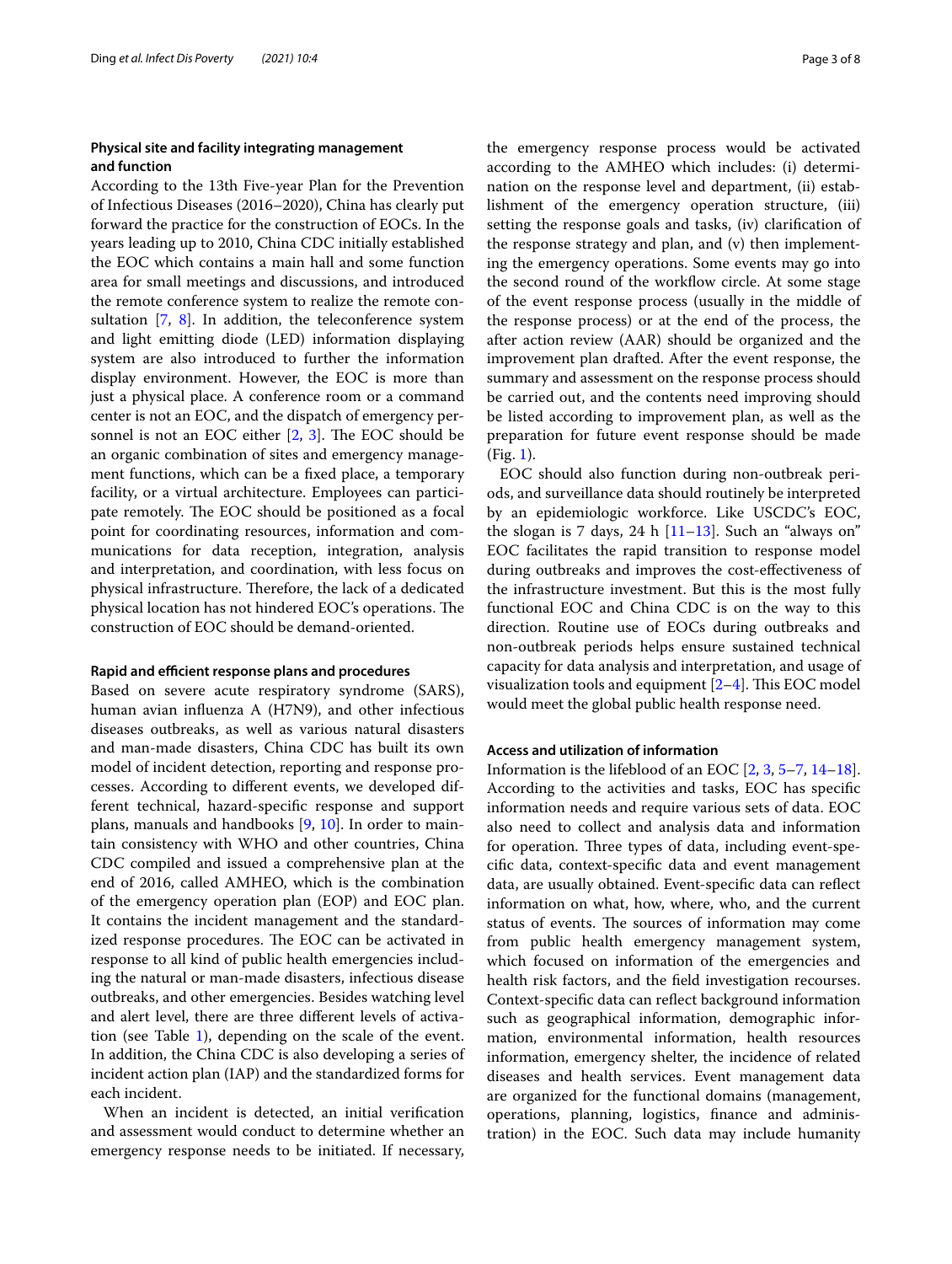### Physical site and facility integrating management and function

According to the 13th Five-year Plan for the Prevention of Infectious Diseases (2016–2020), China has clearly put forward the practice for the construction of EOCs. In the years leading up to 2010, China CDC initially established the EOC which contains a main hall and some function area for small meetings and discussions, and introduced the remote conference system to realize the remote consultation [7, 8]. In addition, the teleconference system and light emitting diode (LED) information displaying system are also introduced to further the information display environment. However, the EOC is more than just a physical place. A conference room or a command center is not an EOC, and the dispatch of emergency personnel is not an EOC either [2, 3]. The EOC should be an organic combination of sites and emergency management functions, which can be a fixed place, a temporary facility, or a virtual architecture. Employees can participate remotely. The EOC should be positioned as a focal point for coordinating resources, information and communications for data reception, integration, analysis and interpretation, and coordination, with less focus on physical infrastructure. Therefore, the lack of a dedicated physical location has not hindered EOC's operations. The construction of EOC should be demand-oriented.

### Rapid and efficient response plans and procedures

Based on severe acute respiratory syndrome (SARS), human avian influenza A (H7N9), and other infectious diseases outbreaks, as well as various natural disasters and man-made disasters, China CDC has built its own model of incident detection, reporting and response processes. According to different events, we developed different technical, hazard-specific response and support plans, manuals and handbooks [9, 10]. In order to maintain consistency with WHO and other countries, China CDC compiled and issued a comprehensive plan at the end of 2016, called AMHEO, which is the combination of the emergency operation plan (EOP) and EOC plan. It contains the incident management and the standardized response procedures. The EOC can be activated in response to all kind of public health emergencies including the natural or man-made disasters, infectious disease outbreaks, and other emergencies. Besides watching level and alert level, there are three different levels of activation (see Table 1), depending on the scale of the event. In addition, the China CDC is also developing a series of incident action plan (IAP) and the standardized forms for each incident.

When an incident is detected, an initial verification and assessment would conduct to determine whether an emergency response needs to be initiated. If necessary, the emergency response process would be activated according to the AMHEO which includes: (i) determination on the response level and department, (ii) establishment of the emergency operation structure, (iii) setting the response goals and tasks, (iv) clarification of the response strategy and plan, and (v) then implementing the emergency operations. Some events may go into the second round of the workflow circle. At some stage of the event response process (usually in the middle of the response process) or at the end of the process, the after action review (AAR) should be organized and the improvement plan drafted. After the event response, the summary and assessment on the response process should be carried out, and the contents need improving should be listed according to improvement plan, as well as the preparation for future event response should be made (Fig. 1).

EOC should also function during non-outbreak periods, and surveillance data should routinely be interpreted by an epidemiologic workforce. Like USCDC's EOC, the slogan is 7 days, 24 h [11–13]. Such an "always on" EOC facilitates the rapid transition to response model during outbreaks and improves the cost-effectiveness of the infrastructure investment. But this is the most fully functional EOC and China CDC is on the way to this direction. Routine use of EOCs during outbreaks and non-outbreak periods helps ensure sustained technical capacity for data analysis and interpretation, and usage of visualization tools and equipment [2–4]. This EOC model would meet the global public health response need.

### Access and utilization of information

Information is the lifeblood of an EOC [2, 3, 5–7, 14–18]. According to the activities and tasks, EOC has specific information needs and require various sets of data. EOC also need to collect and analysis data and information for operation. Three types of data, including event-specific data, context-specific data and event management data, are usually obtained. Event-specific data can reflect information on what, how, where, who, and the current status of events. The sources of information may come from public health emergency management system, which focused on information of the emergencies and health risk factors, and the field investigation recourses. Context-specific data can reflect background information such as geographical information, demographic information, environmental information, health resources information, emergency shelter, the incidence of related diseases and health services. Event management data are organized for the functional domains (management, operations, planning, logistics, finance and administration) in the EOC. Such data may include humanity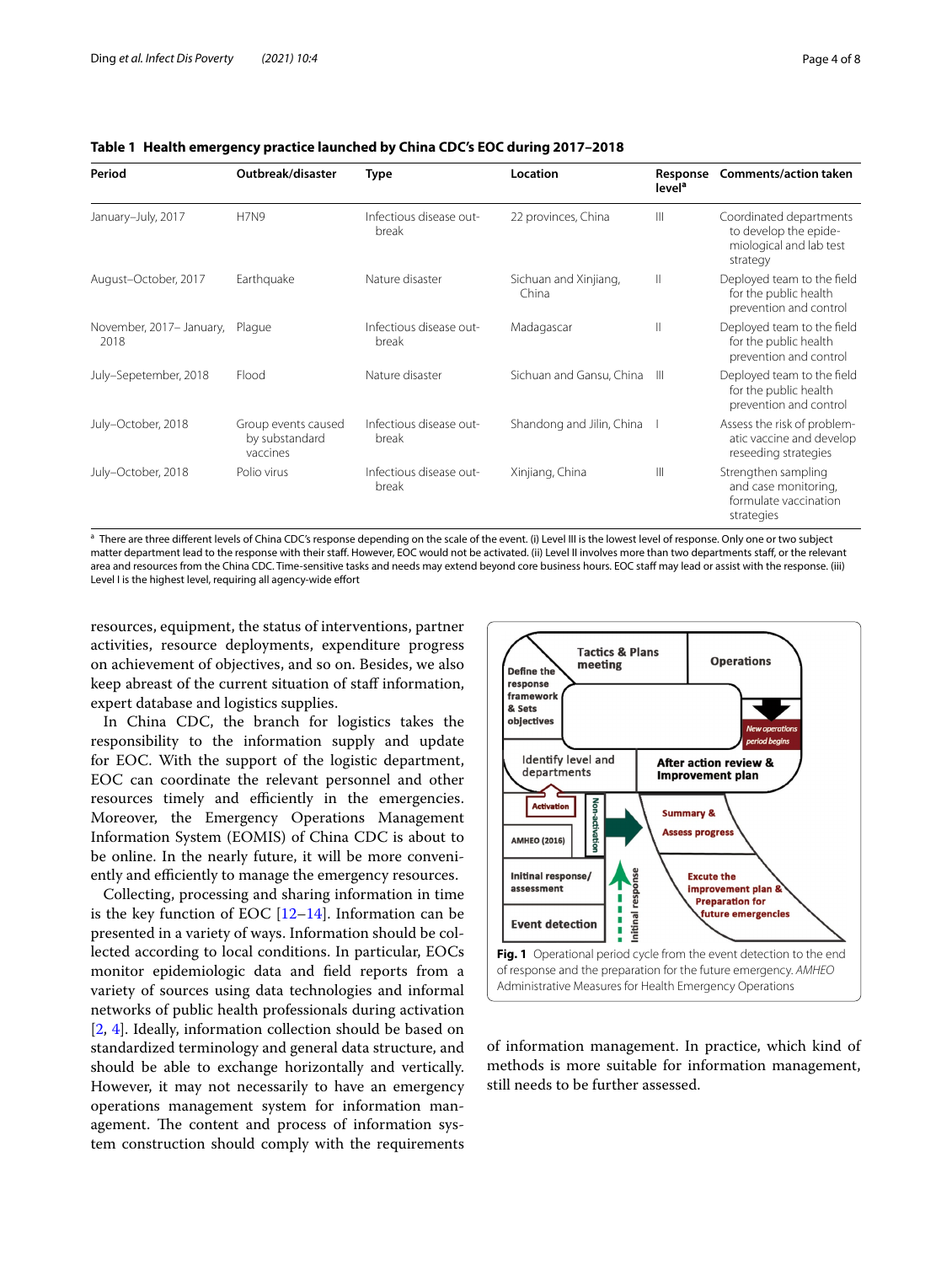**Table 1 Health emergency practice launched by China CDC's EOC during 2017–2018**

| Period | Outbreak/disaster | Type | Location | Response level[a] | Comments/action taken |
|---|---|---|---|---|---|
| January–July, 2017 | H7N9 | Infectious disease outbreak | 22 provinces, China | III | Coordinated departments to develop the epidemiological and lab test strategy |
| August–October, 2017 | Earthquake | Nature disaster | Sichuan and Xinjiang, China | II | Deployed team to the field for the public health prevention and control |
| November, 2017– January, 2018 | Plague | Infectious disease outbreak | Madagascar | II | Deployed team to the field for the public health prevention and control |
| July–Sepetember, 2018 | Flood | Nature disaster | Sichuan and Gansu, China | III | Deployed team to the field for the public health prevention and control |
| July–October, 2018 | Group events caused by substandard vaccines | Infectious disease outbreak | Shandong and Jilin, China | I | Assess the risk of problematic vaccine and develop reseeding strategies |
| July–October, 2018 | Polio virus | Infectious disease outbreak | Xinjiang, China | III | Strengthen sampling and case monitoring, formulate vaccination strategies |

[a] There are three different levels of China CDC's response depending on the scale of the event. (i) Level III is the lowest level of response. Only one or two subject matter department lead to the response with their staff. However, EOC would not be activated. (ii) Level II involves more than two departments staff, or the relevant area and resources from the China CDC. Time-sensitive tasks and needs may extend beyond core business hours. EOC staff may lead or assist with the response. (iii) Level I is the highest level, requiring all agency-wide effort

resources, equipment, the status of interventions, partner activities, resource deployments, expenditure progress on achievement of objectives, and so on. Besides, we also keep abreast of the current situation of staff information, expert database and logistics supplies.

In China CDC, the branch for logistics takes the responsibility to the information supply and update for EOC. With the support of the logistic department, EOC can coordinate the relevant personnel and other resources timely and efficiently in the emergencies. Moreover, the Emergency Operations Management Information System (EOMIS) of China CDC is about to be online. In the nearly future, it will be more conveniently and efficiently to manage the emergency resources.

Collecting, processing and sharing information in time is the key function of EOC [12–14]. Information can be presented in a variety of ways. Information should be collected according to local conditions. In particular, EOCs monitor epidemiologic data and field reports from a variety of sources using data technologies and informal networks of public health professionals during activation [2, 4]. Ideally, information collection should be based on standardized terminology and general data structure, and should be able to exchange horizontally and vertically. However, it may not necessarily to have an emergency operations management system for information management. The content and process of information system construction should comply with the requirements of information management. In practice, which kind of methods is more suitable for information management, still needs to be further assessed.

**Fig. 1** Operational period cycle from the event detection to the end of response and the preparation for the future emergency. *AMHEO* Administrative Measures for Health Emergency Operations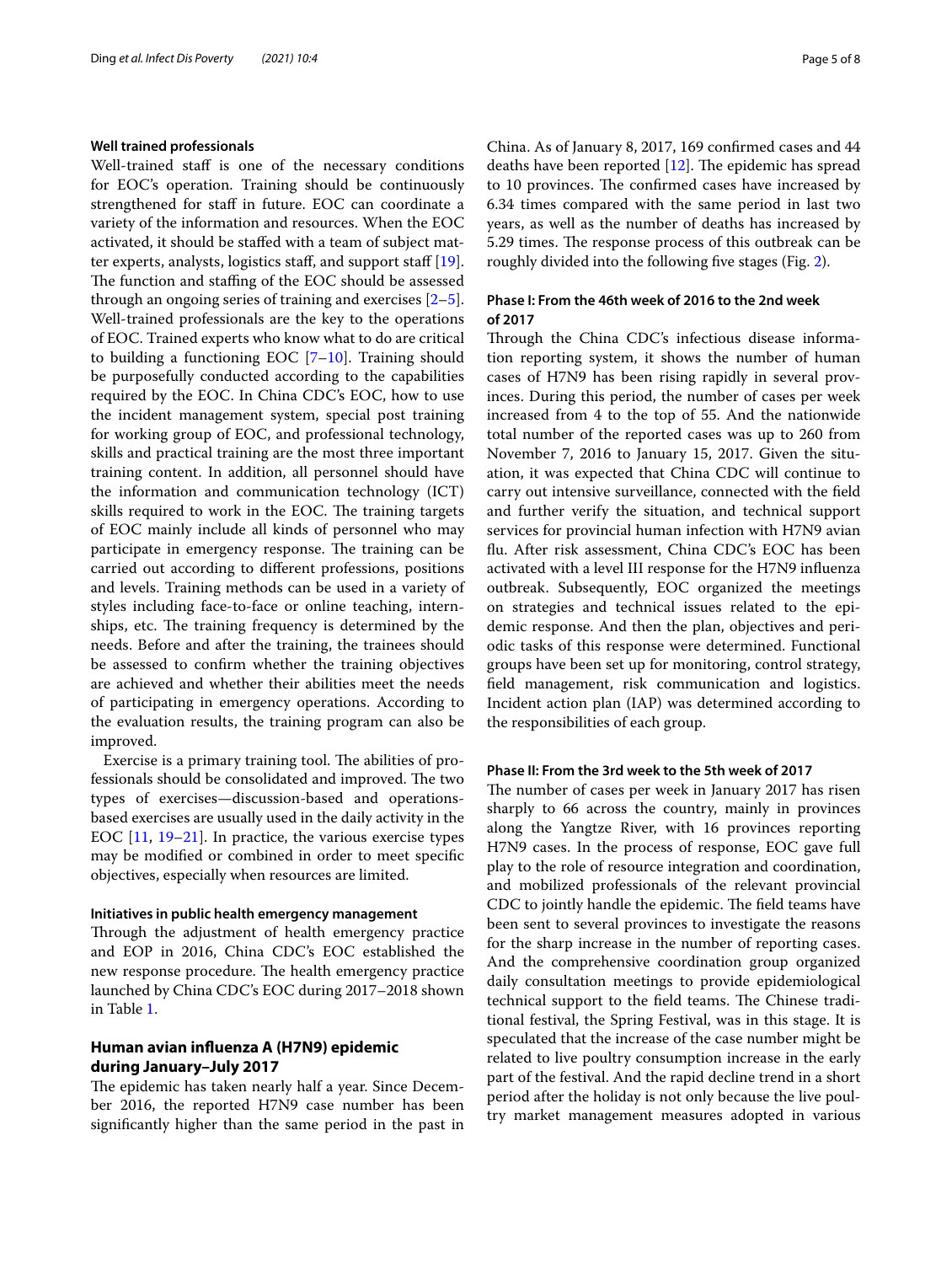### Well trained professionals

Well-trained staff is one of the necessary conditions for EOC's operation. Training should be continuously strengthened for staff in future. EOC can coordinate a variety of the information and resources. When the EOC activated, it should be staffed with a team of subject matter experts, analysts, logistics staff, and support staff [19]. The function and staffing of the EOC should be assessed through an ongoing series of training and exercises [2–5]. Well-trained professionals are the key to the operations of EOC. Trained experts who know what to do are critical to building a functioning EOC [7–10]. Training should be purposefully conducted according to the capabilities required by the EOC. In China CDC's EOC, how to use the incident management system, special post training for working group of EOC, and professional technology, skills and practical training are the most three important training content. In addition, all personnel should have the information and communication technology (ICT) skills required to work in the EOC. The training targets of EOC mainly include all kinds of personnel who may participate in emergency response. The training can be carried out according to different professions, positions and levels. Training methods can be used in a variety of styles including face-to-face or online teaching, internships, etc. The training frequency is determined by the needs. Before and after the training, the trainees should be assessed to confirm whether the training objectives are achieved and whether their abilities meet the needs of participating in emergency operations. According to the evaluation results, the training program can also be improved.

Exercise is a primary training tool. The abilities of professionals should be consolidated and improved. The two types of exercises—discussion-based and operations-based exercises are usually used in the daily activity in the EOC [11, 19–21]. In practice, the various exercise types may be modified or combined in order to meet specific objectives, especially when resources are limited.

### Initiatives in public health emergency management

Through the adjustment of health emergency practice and EOP in 2016, China CDC's EOC established the new response procedure. The health emergency practice launched by China CDC's EOC during 2017–2018 shown in Table 1.

## Human avian influenza A (H7N9) epidemic during January–July 2017

The epidemic has taken nearly half a year. Since December 2016, the reported H7N9 case number has been significantly higher than the same period in the past in China. As of January 8, 2017, 169 confirmed cases and 44 deaths have been reported [12]. The epidemic has spread to 10 provinces. The confirmed cases have increased by 6.34 times compared with the same period in last two years, as well as the number of deaths has increased by 5.29 times. The response process of this outbreak can be roughly divided into the following five stages (Fig. 2).

### Phase I: From the 46th week of 2016 to the 2nd week of 2017

Through the China CDC's infectious disease information reporting system, it shows the number of human cases of H7N9 has been rising rapidly in several provinces. During this period, the number of cases per week increased from 4 to the top of 55. And the nationwide total number of the reported cases was up to 260 from November 7, 2016 to January 15, 2017. Given the situation, it was expected that China CDC will continue to carry out intensive surveillance, connected with the field and further verify the situation, and technical support services for provincial human infection with H7N9 avian flu. After risk assessment, China CDC's EOC has been activated with a level III response for the H7N9 influenza outbreak. Subsequently, EOC organized the meetings on strategies and technical issues related to the epidemic response. And then the plan, objectives and periodic tasks of this response were determined. Functional groups have been set up for monitoring, control strategy, field management, risk communication and logistics. Incident action plan (IAP) was determined according to the responsibilities of each group.

### Phase II: From the 3rd week to the 5th week of 2017

The number of cases per week in January 2017 has risen sharply to 66 across the country, mainly in provinces along the Yangtze River, with 16 provinces reporting H7N9 cases. In the process of response, EOC gave full play to the role of resource integration and coordination, and mobilized professionals of the relevant provincial CDC to jointly handle the epidemic. The field teams have been sent to several provinces to investigate the reasons for the sharp increase in the number of reporting cases. And the comprehensive coordination group organized daily consultation meetings to provide epidemiological technical support to the field teams. The Chinese traditional festival, the Spring Festival, was in this stage. It is speculated that the increase of the case number might be related to live poultry consumption increase in the early part of the festival. And the rapid decline trend in a short period after the holiday is not only because the live poultry market management measures adopted in various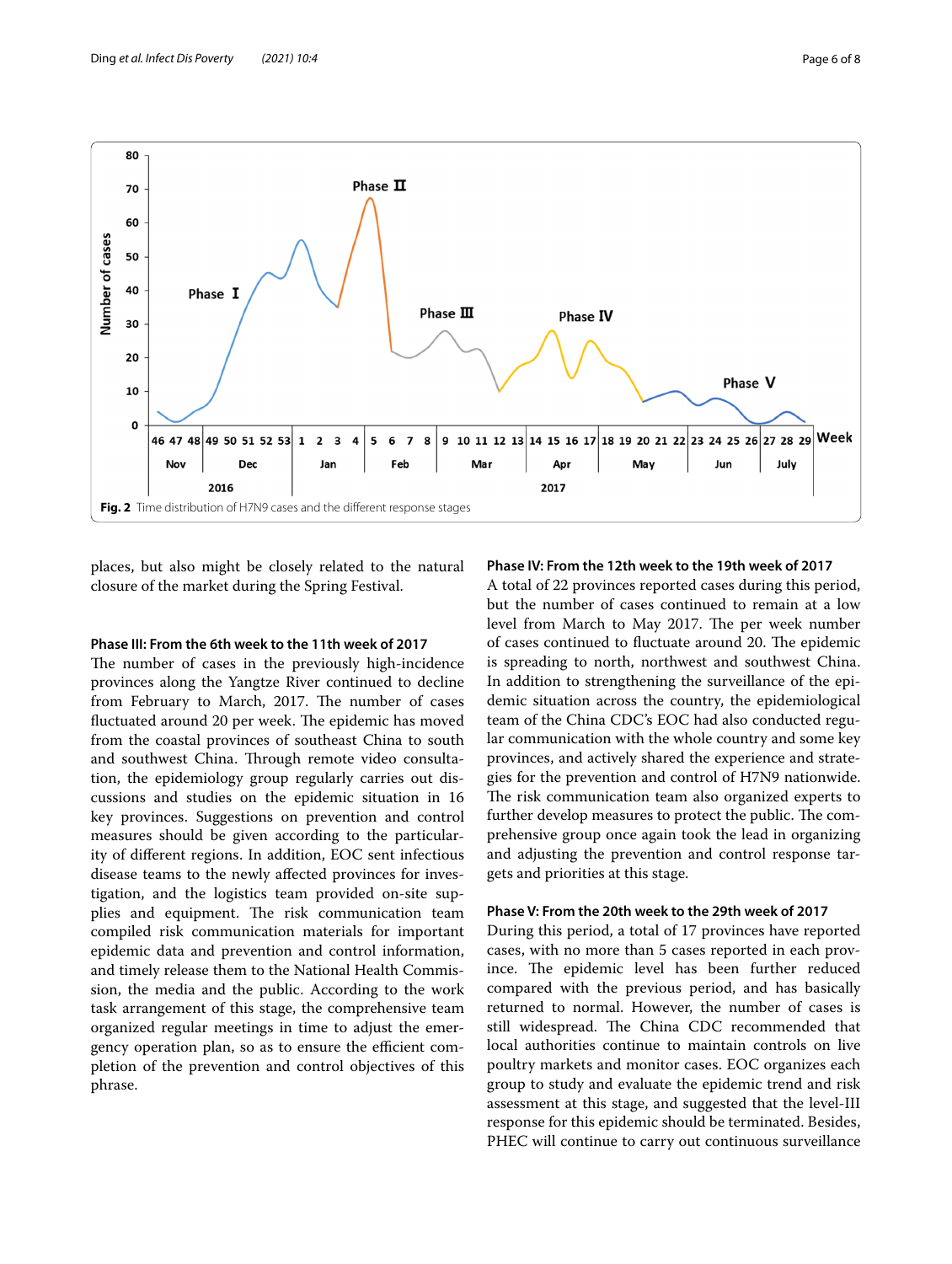**Fig. 2** Time distribution of H7N9 cases and the different response stages

places, but also might be closely related to the natural closure of the market during the Spring Festival.

### Phase III: From the 6th week to the 11th week of 2017

The number of cases in the previously high-incidence provinces along the Yangtze River continued to decline from February to March, 2017. The number of cases fluctuated around 20 per week. The epidemic has moved from the coastal provinces of southeast China to south and southwest China. Through remote video consultation, the epidemiology group regularly carries out discussions and studies on the epidemic situation in 16 key provinces. Suggestions on prevention and control measures should be given according to the particularity of different regions. In addition, EOC sent infectious disease teams to the newly affected provinces for investigation, and the logistics team provided on-site supplies and equipment. The risk communication team compiled risk communication materials for important epidemic data and prevention and control information, and timely release them to the National Health Commission, the media and the public. According to the work task arrangement of this stage, the comprehensive team organized regular meetings in time to adjust the emergency operation plan, so as to ensure the efficient completion of the prevention and control objectives of this phrase.

### Phase IV: From the 12th week to the 19th week of 2017

A total of 22 provinces reported cases during this period, but the number of cases continued to remain at a low level from March to May 2017. The per week number of cases continued to fluctuate around 20. The epidemic is spreading to north, northwest and southwest China. In addition to strengthening the surveillance of the epidemic situation across the country, the epidemiological team of the China CDC's EOC had also conducted regular communication with the whole country and some key provinces, and actively shared the experience and strategies for the prevention and control of H7N9 nationwide. The risk communication team also organized experts to further develop measures to protect the public. The comprehensive group once again took the lead in organizing and adjusting the prevention and control response targets and priorities at this stage.

### Phase V: From the 20th week to the 29th week of 2017

During this period, a total of 17 provinces have reported cases, with no more than 5 cases reported in each province. The epidemic level has been further reduced compared with the previous period, and has basically returned to normal. However, the number of cases is still widespread. The China CDC recommended that local authorities continue to maintain controls on live poultry markets and monitor cases. EOC organizes each group to study and evaluate the epidemic trend and risk assessment at this stage, and suggested that the level-III response for this epidemic should be terminated. Besides, PHEC will continue to carry out continuous surveillance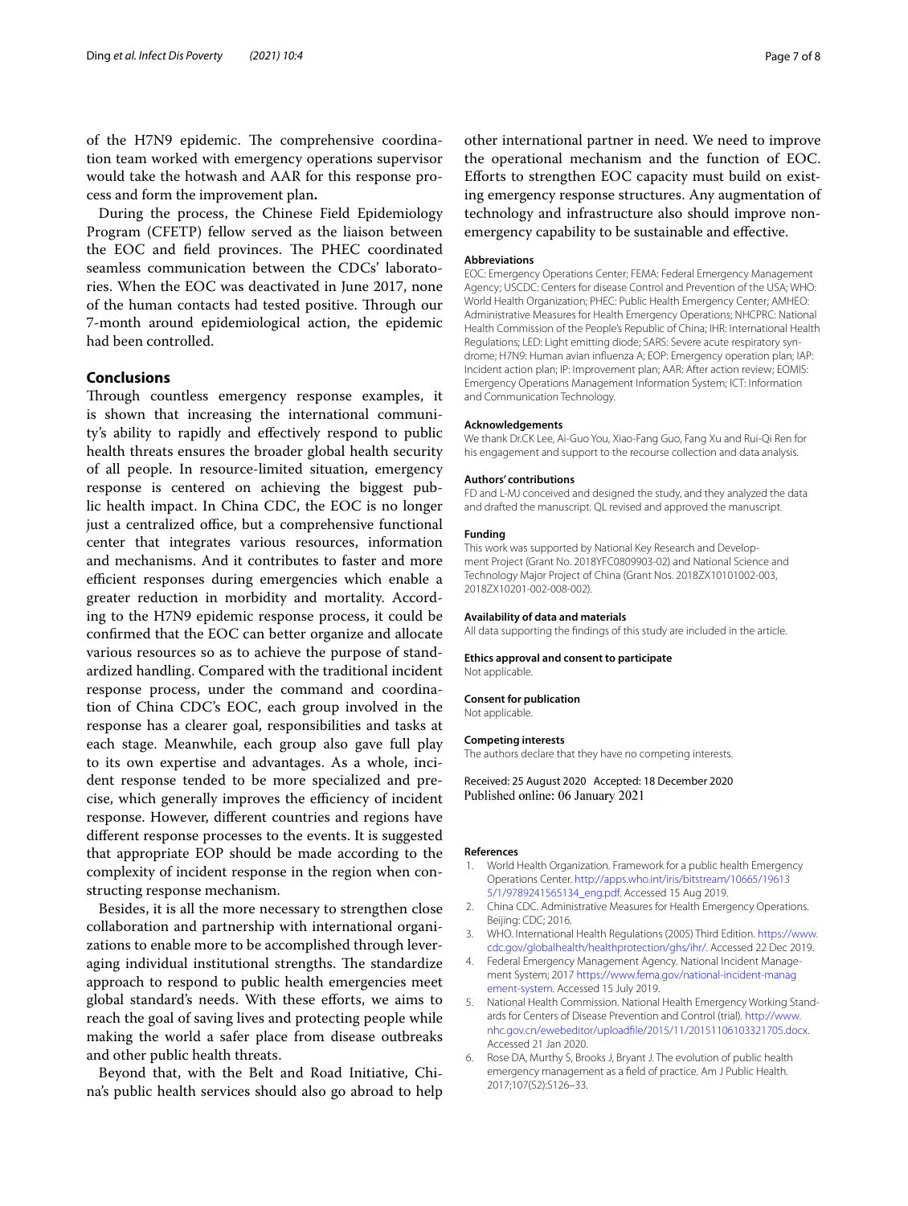of the H7N9 epidemic. The comprehensive coordination team worked with emergency operations supervisor would take the hotwash and AAR for this response process and form the improvement plan**.**

During the process, the Chinese Field Epidemiology Program (CFETP) fellow served as the liaison between the EOC and field provinces. The PHEC coordinated seamless communication between the CDCs' laboratories. When the EOC was deactivated in June 2017, none of the human contacts had tested positive. Through our 7-month around epidemiological action, the epidemic had been controlled.

## Conclusions

Through countless emergency response examples, it is shown that increasing the international community's ability to rapidly and effectively respond to public health threats ensures the broader global health security of all people. In resource-limited situation, emergency response is centered on achieving the biggest public health impact. In China CDC, the EOC is no longer just a centralized office, but a comprehensive functional center that integrates various resources, information and mechanisms. And it contributes to faster and more efficient responses during emergencies which enable a greater reduction in morbidity and mortality. According to the H7N9 epidemic response process, it could be confirmed that the EOC can better organize and allocate various resources so as to achieve the purpose of standardized handling. Compared with the traditional incident response process, under the command and coordination of China CDC's EOC, each group involved in the response has a clearer goal, responsibilities and tasks at each stage. Meanwhile, each group also gave full play to its own expertise and advantages. As a whole, incident response tended to be more specialized and precise, which generally improves the efficiency of incident response. However, different countries and regions have different response processes to the events. It is suggested that appropriate EOP should be made according to the complexity of incident response in the region when constructing response mechanism.

Besides, it is all the more necessary to strengthen close collaboration and partnership with international organizations to enable more to be accomplished through leveraging individual institutional strengths. The standardize approach to respond to public health emergencies meet global standard's needs. With these efforts, we aims to reach the goal of saving lives and protecting people while making the world a safer place from disease outbreaks and other public health threats.

Beyond that, with the Belt and Road Initiative, China's public health services should also go abroad to help other international partner in need. We need to improve the operational mechanism and the function of EOC. Efforts to strengthen EOC capacity must build on existing emergency response structures. Any augmentation of technology and infrastructure also should improve non-emergency capability to be sustainable and effective.

### Abbreviations

EOC: Emergency Operations Center; FEMA: Federal Emergency Management Agency; USCDC: Centers for disease Control and Prevention of the USA; WHO: World Health Organization; PHEC: Public Health Emergency Center; AMHEO: Administrative Measures for Health Emergency Operations; NHCPRC: National Health Commission of the People's Republic of China; IHR: International Health Regulations; LED: Light emitting diode; SARS: Severe acute respiratory syndrome; H7N9: Human avian influenza A; EOP: Emergency operation plan; IAP: Incident action plan; IP: Improvement plan; AAR: After action review; EOMIS: Emergency Operations Management Information System; ICT: Information and Communication Technology.

### Acknowledgements

We thank Dr.CK Lee, Ai-Guo You, Xiao-Fang Guo, Fang Xu and Rui-Qi Ren for his engagement and support to the recourse collection and data analysis.

### Authors' contributions

FD and L-MJ conceived and designed the study, and they analyzed the data and drafted the manuscript. QL revised and approved the manuscript.

### Funding

This work was supported by National Key Research and Development Project (Grant No. 2018YFC0809903-02) and National Science and Technology Major Project of China (Grant Nos. 2018ZX10101002-003, 2018ZX10201-002-008-002).

### Availability of data and materials

All data supporting the findings of this study are included in the article.

### Ethics approval and consent to participate

Not applicable.

### Consent for publication

Not applicable.

### Competing interests

The authors declare that they have no competing interests.

Received: 25 August 2020 Accepted: 18 December 2020
Published online: 06 January 2021

### References

1. World Health Organization. Framework for a public health Emergency Operations Center. http://apps.who.int/iris/bitstream/10665/196135/1/9789241565134_eng.pdf. Accessed 15 Aug 2019.
2. China CDC. Administrative Measures for Health Emergency Operations. Beijing: CDC; 2016.
3. WHO. International Health Regulations (2005) Third Edition. https://www.cdc.gov/globalhealth/healthprotection/ghs/ihr/. Accessed 22 Dec 2019.
4. Federal Emergency Management Agency. National Incident Management System; 2017 https://www.fema.gov/national-incident-management-system. Accessed 15 July 2019.
5. National Health Commission. National Health Emergency Working Standards for Centers of Disease Prevention and Control (trial). http://www.nhc.gov.cn/ewebeditor/uploadfile/2015/11/20151106103321705.docx. Accessed 21 Jan 2020.
6. Rose DA, Murthy S, Brooks J, Bryant J. The evolution of public health emergency management as a field of practice. Am J Public Health. 2017;107(S2):S126–33.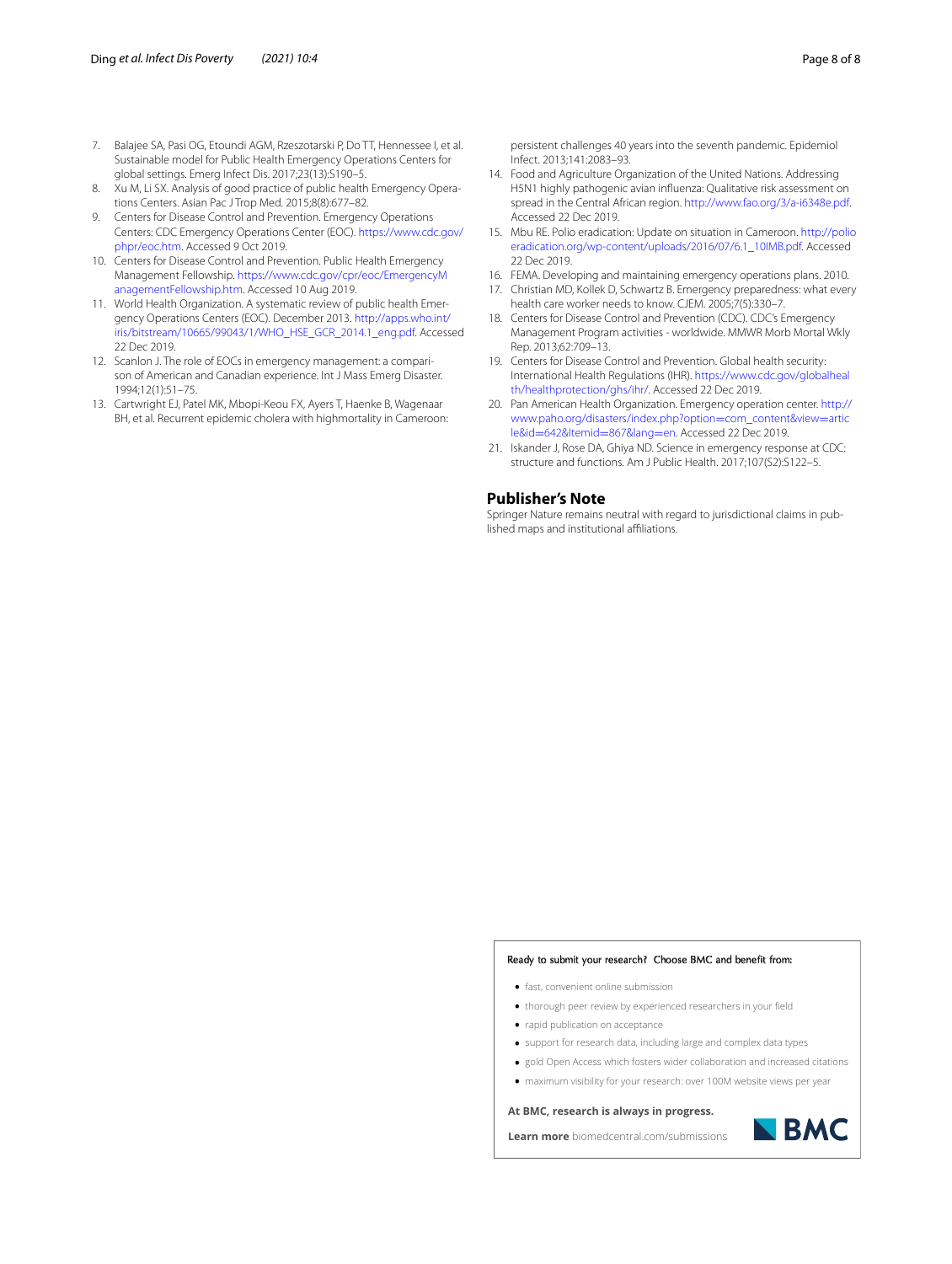7. Balajee SA, Pasi OG, Etoundi AGM, Rzeszotarski P, Do TT, Hennessee I, et al. Sustainable model for Public Health Emergency Operations Centers for global settings. Emerg Infect Dis. 2017;23(13):S190–5.
8. Xu M, Li SX. Analysis of good practice of public health Emergency Operations Centers. Asian Pac J Trop Med. 2015;8(8):677–82.
9. Centers for Disease Control and Prevention. Emergency Operations Centers: CDC Emergency Operations Center (EOC). https://www.cdc.gov/phpr/eoc.htm. Accessed 9 Oct 2019.
10. Centers for Disease Control and Prevention. Public Health Emergency Management Fellowship. https://www.cdc.gov/cpr/eoc/EmergencyManagementFellowship.htm. Accessed 10 Aug 2019.
11. World Health Organization. A systematic review of public health Emergency Operations Centers (EOC). December 2013. http://apps.who.int/iris/bitstream/10665/99043/1/WHO_HSE_GCR_2014.1_eng.pdf. Accessed 22 Dec 2019.
12. Scanlon J. The role of EOCs in emergency management: a comparison of American and Canadian experience. Int J Mass Emerg Disaster. 1994;12(1):51–75.
13. Cartwright EJ, Patel MK, Mbopi-Keou FX, Ayers T, Haenke B, Wagenaar BH, et al. Recurrent epidemic cholera with highmortality in Cameroon: persistent challenges 40 years into the seventh pandemic. Epidemiol Infect. 2013;141:2083–93.
14. Food and Agriculture Organization of the United Nations. Addressing H5N1 highly pathogenic avian influenza: Qualitative risk assessment on spread in the Central African region. http://www.fao.org/3/a-i6348e.pdf. Accessed 22 Dec 2019.
15. Mbu RE. Polio eradication: Update on situation in Cameroon. http://polioeradication.org/wp-content/uploads/2016/07/6.1_10IMB.pdf. Accessed 22 Dec 2019.
16. FEMA. Developing and maintaining emergency operations plans. 2010.
17. Christian MD, Kollek D, Schwartz B. Emergency preparedness: what every health care worker needs to know. CJEM. 2005;7(5):330–7.
18. Centers for Disease Control and Prevention (CDC). CDC's Emergency Management Program activities - worldwide. MMWR Morb Mortal Wkly Rep. 2013;62:709–13.
19. Centers for Disease Control and Prevention. Global health security: International Health Regulations (IHR). https://www.cdc.gov/globalhealth/healthprotection/ghs/ihr/. Accessed 22 Dec 2019.
20. Pan American Health Organization. Emergency operation center. http://www.paho.org/disasters/index.php?option=com_content&view=article&id=642&Itemid=867&lang=en. Accessed 22 Dec 2019.
21. Iskander J, Rose DA, Ghiya ND. Science in emergency response at CDC: structure and functions. Am J Public Health. 2017;107(S2):S122–5.

## Publisher's Note

Springer Nature remains neutral with regard to jurisdictional claims in published maps and institutional affiliations.

Ready to submit your research? Choose BMC and benefit from:

- fast, convenient online submission
- thorough peer review by experienced researchers in your field
- rapid publication on acceptance
- support for research data, including large and complex data types
- gold Open Access which fosters wider collaboration and increased citations
- maximum visibility for your research: over 100M website views per year

**At BMC, research is always in progress.**

**Learn more** biomedcentral.com/submissions

BMC